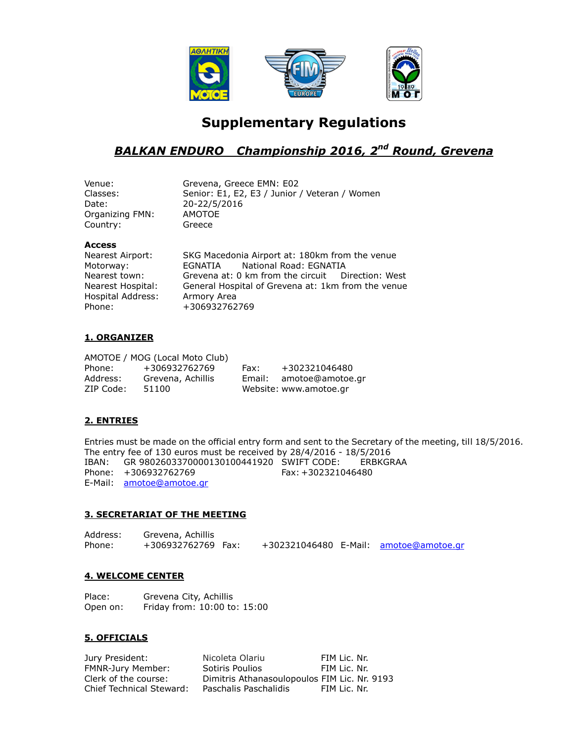# Supplementary Regulations

## *BALKAN ENDURO Championship 2016, 2nd Round, Grevena*

| | |
|---|---|
| Venue: | Grevena, Greece EMN: E02 |
| Classes: | Senior: E1, E2, E3 / Junior / Veteran / Women |
| Date: | 20-22/5/2016 |
| Organizing FMN: | AMOTOE |
| Country: | Greece |

**Access**

| | |
|---|---|
| Nearest Airport: | SKG Macedonia Airport at: 180km from the venue |
| Motorway: | EGNATIA National Road: EGNATIA |
| Nearest town: | Grevena at: 0 km from the circuit Direction: West |
| Nearest Hospital: | General Hospital of Grevena at: 1km from the venue |
| Hospital Address: | Armory Area |
| Phone: | +306932762769 |

### 1. ORGANIZER

AMOTOE / MOG (Local Moto Club)

| | | | |
|---|---|---|---|
| Phone: | +306932762769 | Fax: | +302321046480 |
| Address: | Grevena, Achillis | Email: | amotoe@amotoe.gr |
| ZIP Code: | 51100 | Website: | www.amotoe.gr |

### 2. ENTRIES

Entries must be made on the official entry form and sent to the Secretary of the meeting, till 18/5/2016.
The entry fee of 130 euros must be received by 28/4/2016 - 18/5/2016

IBAN: GR 9802603370000130100441920 SWIFT CODE: ERBKGRAA
Phone: +306932762769 Fax: +302321046480
E-Mail: amotoe@amotoe.gr

### 3. SECRETARIAT OF THE MEETING

Address: Grevena, Achillis
Phone: +306932762769 Fax: +302321046480 E-Mail: amotoe@amotoe.gr

### 4. WELCOME CENTER

Place: Grevena City, Achillis
Open on: Friday from: 10:00 to: 15:00

### 5. OFFICIALS

| | | |
|---|---|---|
| Jury President: | Nicoleta Olariu | FIM Lic. Nr. |
| FMNR-Jury Member: | Sotiris Poulios | FIM Lic. Nr. |
| Clerk of the course: | Dimitris Athanasoulopoulos | FIM Lic. Nr. 9193 |
| Chief Technical Steward: | Paschalis Paschalidis | FIM Lic. Nr. |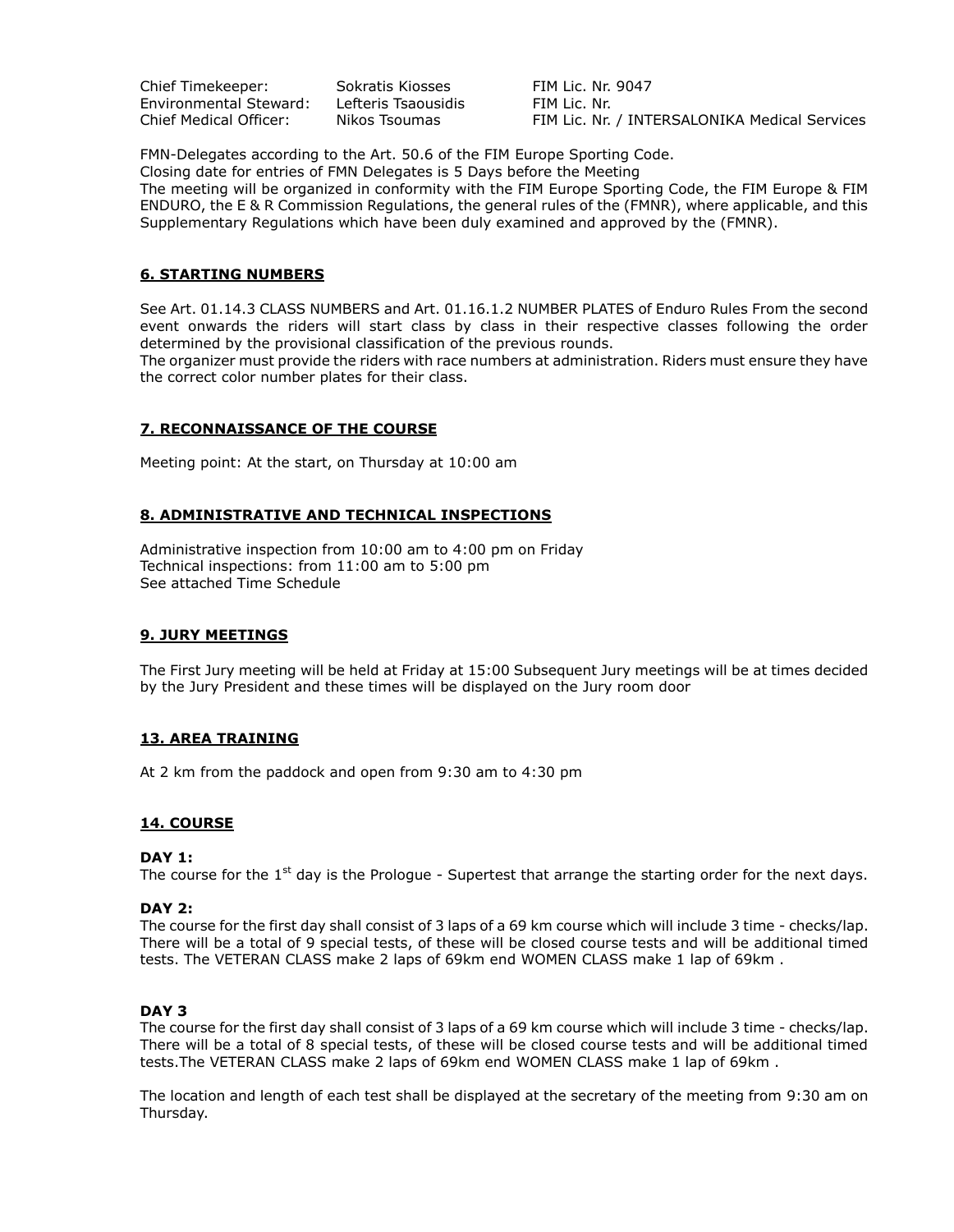| Chief Timekeeper: | Sokratis Kiosses | FIM Lic. Nr. 9047 |
|---|---|---|
| Environmental Steward: | Lefteris Tsaousidis | FIM Lic. Nr. |
| Chief Medical Officer: | Nikos Tsoumas | FIM Lic. Nr. / INTERSALONIKA Medical Services |

FMN-Delegates according to the Art. 50.6 of the FIM Europe Sporting Code.
Closing date for entries of FMN Delegates is 5 Days before the Meeting
The meeting will be organized in conformity with the FIM Europe Sporting Code, the FIM Europe & FIM ENDURO, the E & R Commission Regulations, the general rules of the (FMNR), where applicable, and this Supplementary Regulations which have been duly examined and approved by the (FMNR).

## 6. STARTING NUMBERS

See Art. 01.14.3 CLASS NUMBERS and Art. 01.16.1.2 NUMBER PLATES of Enduro Rules From the second event onwards the riders will start class by class in their respective classes following the order determined by the provisional classification of the previous rounds.
The organizer must provide the riders with race numbers at administration. Riders must ensure they have the correct color number plates for their class.

## 7. RECONNAISSANCE OF THE COURSE

Meeting point: At the start, on Thursday at 10:00 am

## 8. ADMINISTRATIVE AND TECHNICAL INSPECTIONS

Administrative inspection from 10:00 am to 4:00 pm on Friday
Technical inspections: from 11:00 am to 5:00 pm
See attached Time Schedule

## 9. JURY MEETINGS

The First Jury meeting will be held at Friday at 15:00 Subsequent Jury meetings will be at times decided by the Jury President and these times will be displayed on the Jury room door

## 13. AREA TRAINING

At 2 km from the paddock and open from 9:30 am to 4:30 pm

## 14. COURSE

**DAY 1:**
The course for the 1st day is the Prologue - Supertest that arrange the starting order for the next days.

**DAY 2:**
The course for the first day shall consist of 3 laps of a 69 km course which will include 3 time - checks/lap. There will be a total of 9 special tests, of these will be closed course tests and will be additional timed tests. The VETERAN CLASS make 2 laps of 69km end WOMEN CLASS make 1 lap of 69km .

**DAY 3**
The course for the first day shall consist of 3 laps of a 69 km course which will include 3 time - checks/lap. There will be a total of 8 special tests, of these will be closed course tests and will be additional timed tests.The VETERAN CLASS make 2 laps of 69km end WOMEN CLASS make 1 lap of 69km .

The location and length of each test shall be displayed at the secretary of the meeting from 9:30 am on Thursday.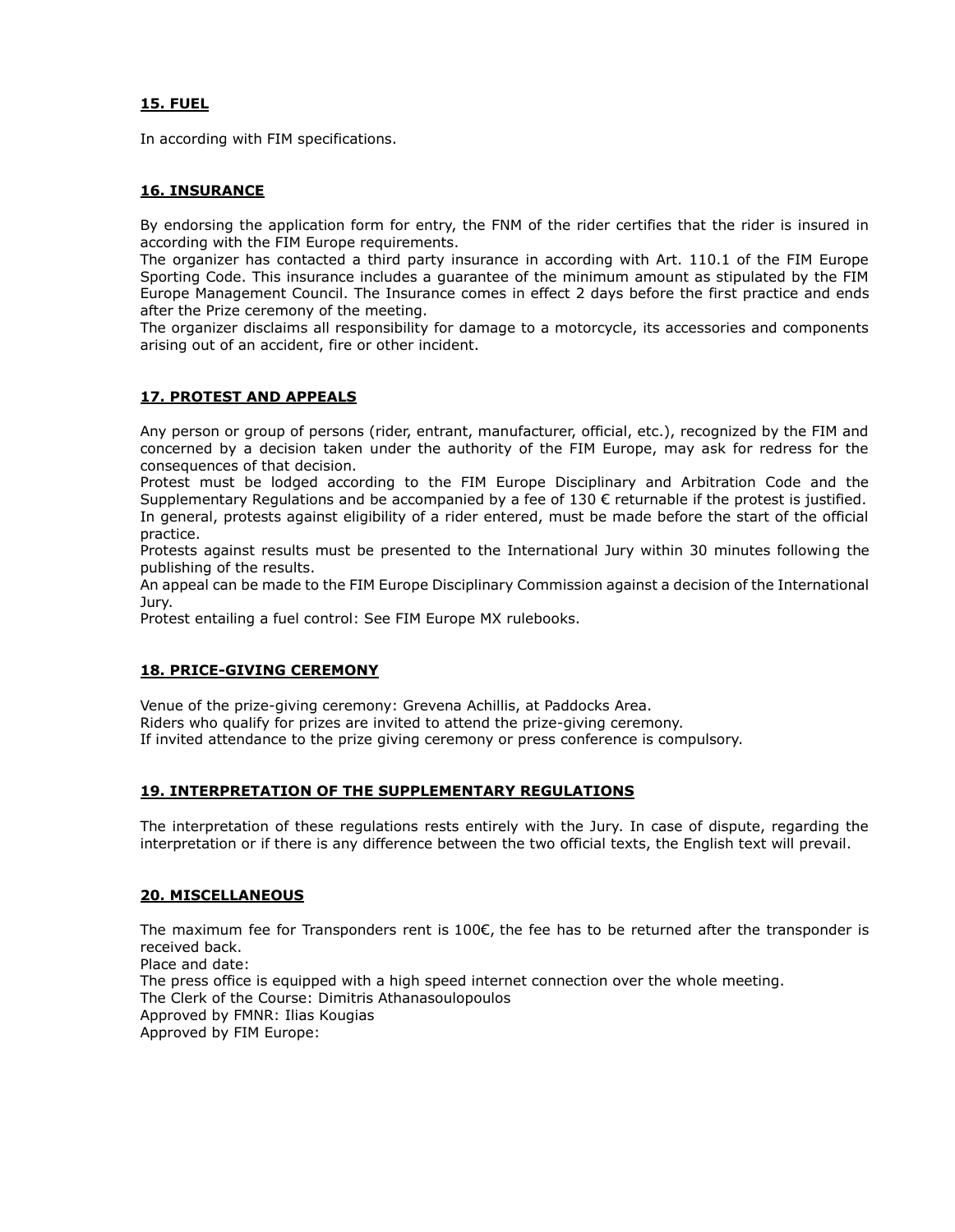## 15. FUEL

In according with FIM specifications.

## 16. INSURANCE

By endorsing the application form for entry, the FNM of the rider certifies that the rider is insured in according with the FIM Europe requirements.
The organizer has contacted a third party insurance in according with Art. 110.1 of the FIM Europe Sporting Code. This insurance includes a guarantee of the minimum amount as stipulated by the FIM Europe Management Council. The Insurance comes in effect 2 days before the first practice and ends after the Prize ceremony of the meeting.
The organizer disclaims all responsibility for damage to a motorcycle, its accessories and components arising out of an accident, fire or other incident.

## 17. PROTEST AND APPEALS

Any person or group of persons (rider, entrant, manufacturer, official, etc.), recognized by the FIM and concerned by a decision taken under the authority of the FIM Europe, may ask for redress for the consequences of that decision.
Protest must be lodged according to the FIM Europe Disciplinary and Arbitration Code and the Supplementary Regulations and be accompanied by a fee of 130 € returnable if the protest is justified.
In general, protests against eligibility of a rider entered, must be made before the start of the official practice.
Protests against results must be presented to the International Jury within 30 minutes following the publishing of the results.
An appeal can be made to the FIM Europe Disciplinary Commission against a decision of the International Jury.
Protest entailing a fuel control: See FIM Europe MX rulebooks.

## 18. PRICE-GIVING CEREMONY

Venue of the prize-giving ceremony: Grevena Achillis, at Paddocks Area.
Riders who qualify for prizes are invited to attend the prize-giving ceremony.
If invited attendance to the prize giving ceremony or press conference is compulsory.

## 19. INTERPRETATION OF THE SUPPLEMENTARY REGULATIONS

The interpretation of these regulations rests entirely with the Jury. In case of dispute, regarding the interpretation or if there is any difference between the two official texts, the English text will prevail.

## 20. MISCELLANEOUS

The maximum fee for Transponders rent is 100€, the fee has to be returned after the transponder is received back.
Place and date:
The press office is equipped with a high speed internet connection over the whole meeting.
The Clerk of the Course: Dimitris Athanasoulopoulos
Approved by FMNR: Ilias Kougias
Approved by FIM Europe: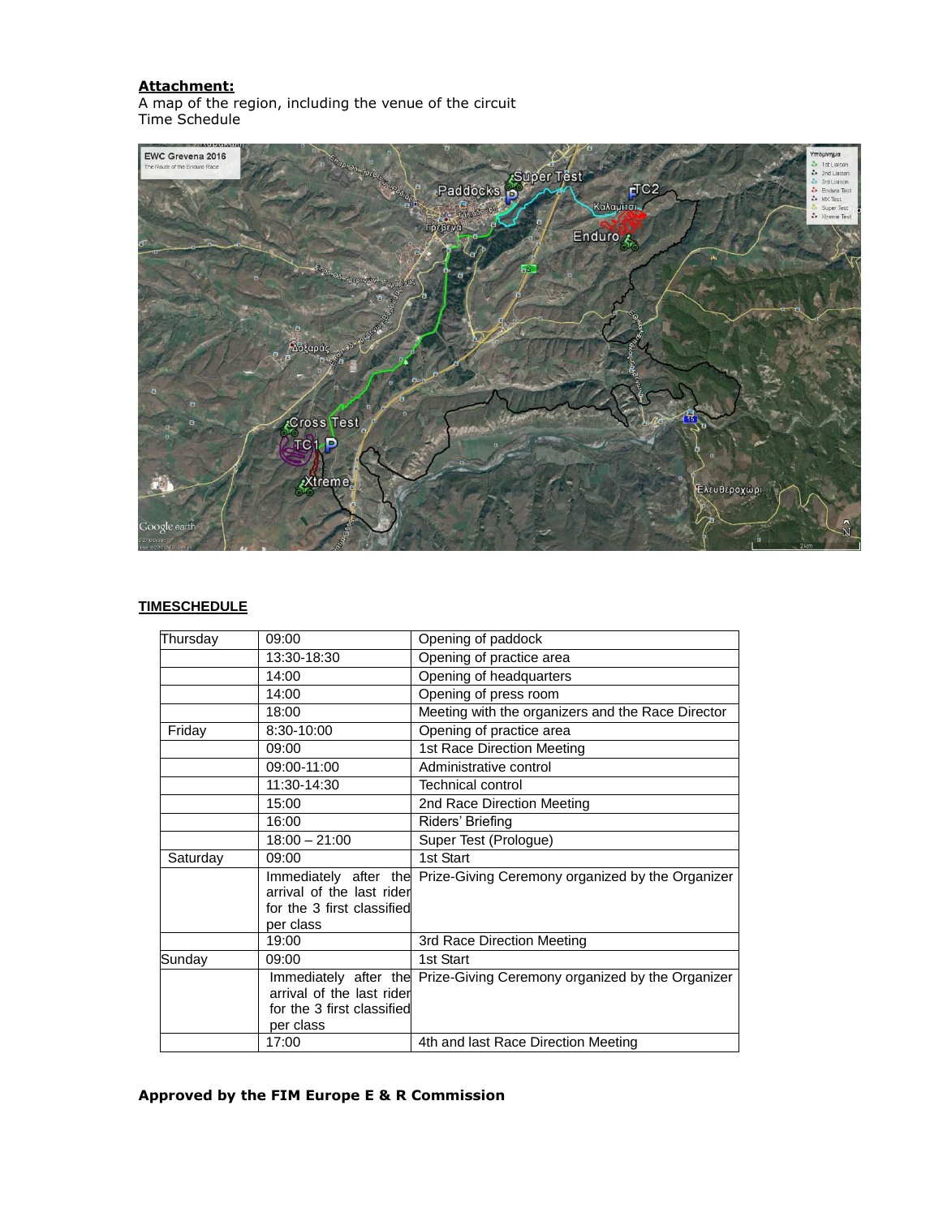**Attachment:**

A map of the region, including the venue of the circuit
Time Schedule

EWC Grevena 2016
The Route of the Enduro Race

Paddocks
Super Test
TC2
Καλαμίτσι
Enduro
Γρεβενά
Δόξαρας
Cross Test
TC1
Xtreme
Ελευθεροχώρι

Υπόμνημα
1st Liaison
2nd Liaison
3rd Liaison
Enduro Test
MX Test
Super Test
Xtreme Test

Google earth

**TIMESCHEDULE**

| | | |
|---|---|---|
| Thursday | 09:00 | Opening of paddock |
| | 13:30-18:30 | Opening of practice area |
| | 14:00 | Opening of headquarters |
| | 14:00 | Opening of press room |
| | 18:00 | Meeting with the organizers and the Race Director |
| Friday | 8:30-10:00 | Opening of practice area |
| | 09:00 | 1st Race Direction Meeting |
| | 09:00-11:00 | Administrative control |
| | 11:30-14:30 | Technical control |
| | 15:00 | 2nd Race Direction Meeting |
| | 16:00 | Riders' Briefing |
| | 18:00 – 21:00 | Super Test (Prologue) |
| Saturday | 09:00 | 1st Start |
| | Immediately after the arrival of the last rider for the 3 first classified per class | Prize-Giving Ceremony organized by the Organizer |
| | 19:00 | 3rd Race Direction Meeting |
| Sunday | 09:00 | 1st Start |
| | Immediately after the arrival of the last rider for the 3 first classified per class | Prize-Giving Ceremony organized by the Organizer |
| | 17:00 | 4th and last Race Direction Meeting |

**Approved by the FIM Europe E & R Commission**